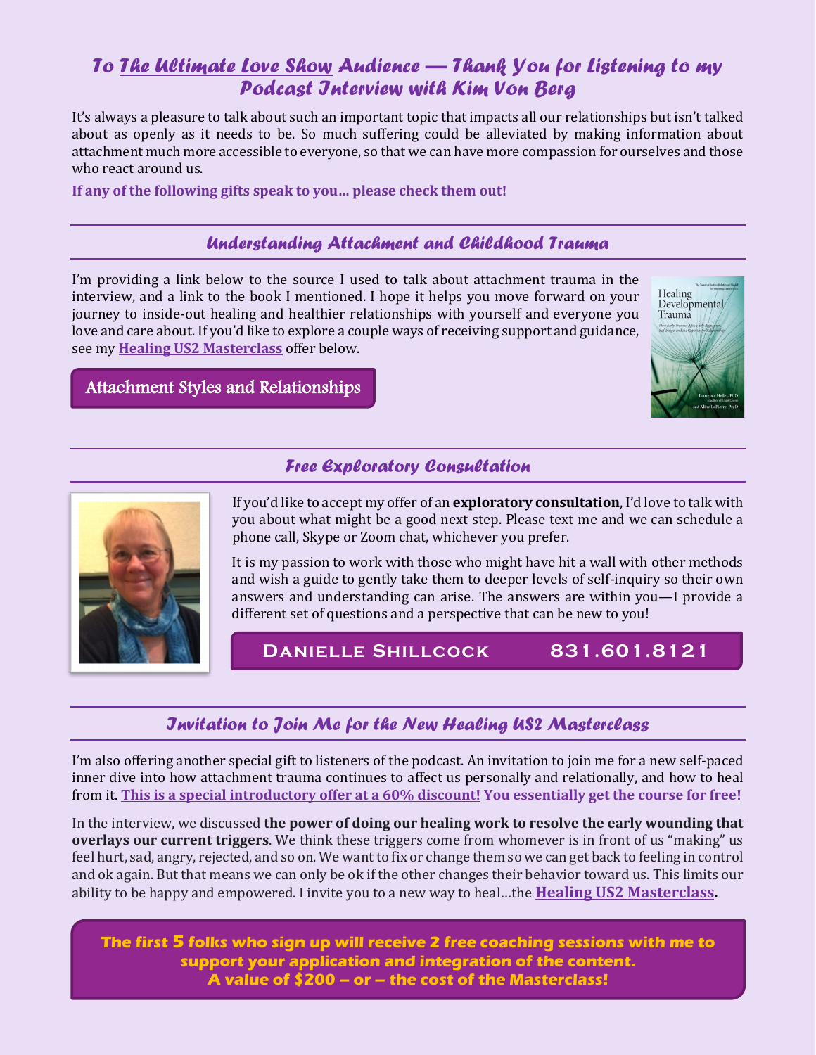## *To The Ultimate Love Show Audience — Thank You for Listening to my Podcast Interview with Kim Von Berg*

It's always a pleasure to talk about such an important topic that impacts all our relationships but isn't talked about as openly as it needs to be. So much suffering could be alleviated by making information about attachment much more accessible to everyone, so that we can have more compassion for ourselves and those who react around us.

**If any of the following gifts speak to you… please check them out!**

### *Understanding Attachment and Childhood Trauma*

I'm providing a link below to the source I used to talk about attachment trauma in the interview, and a link to the book I mentioned. I hope it helps you move forward on your journey to inside-out healing and healthier relationships with yourself and everyone you love and care about. If you'd like to explore a couple ways of receiving support and guidance, see my **Healing US2 Masterclass** offer below.

**Attachment Styles and Relationships**

### *Free Exploratory Consultation*

If you'd like to accept my offer of an **exploratory consultation**, I'd love to talk with you about what might be a good next step. Please text me and we can schedule a phone call, Skype or Zoom chat, whichever you prefer.

It is my passion to work with those who might have hit a wall with other methods and wish a guide to gently take them to deeper levels of self-inquiry so their own answers and understanding can arise. The answers are within you—I provide a different set of questions and a perspective that can be new to you!

**Danielle Shillcock 831.601.8121**

### *Invitation to Join Me for the New Healing US2 Masterclass*

I'm also offering another special gift to listeners of the podcast. An invitation to join me for a new self-paced inner dive into how attachment trauma continues to affect us personally and relationally, and how to heal from it. **This is a special introductory offer at a 60% discount! You essentially get the course for free!**

In the interview, we discussed **the power of doing our healing work to resolve the early wounding that overlays our current triggers**. We think these triggers come from whomever is in front of us "making" us feel hurt, sad, angry, rejected, and so on. We want to fix or change them so we can get back to feeling in control and ok again. But that means we can only be ok if the other changes their behavior toward us. This limits our ability to be happy and empowered. I invite you to a new way to heal…the **Healing US2 Masterclass.**

**The first 5 folks who sign up will receive 2 free coaching sessions with me to support your application and integration of the content.
A value of $200 – or – the cost of the Masterclass!**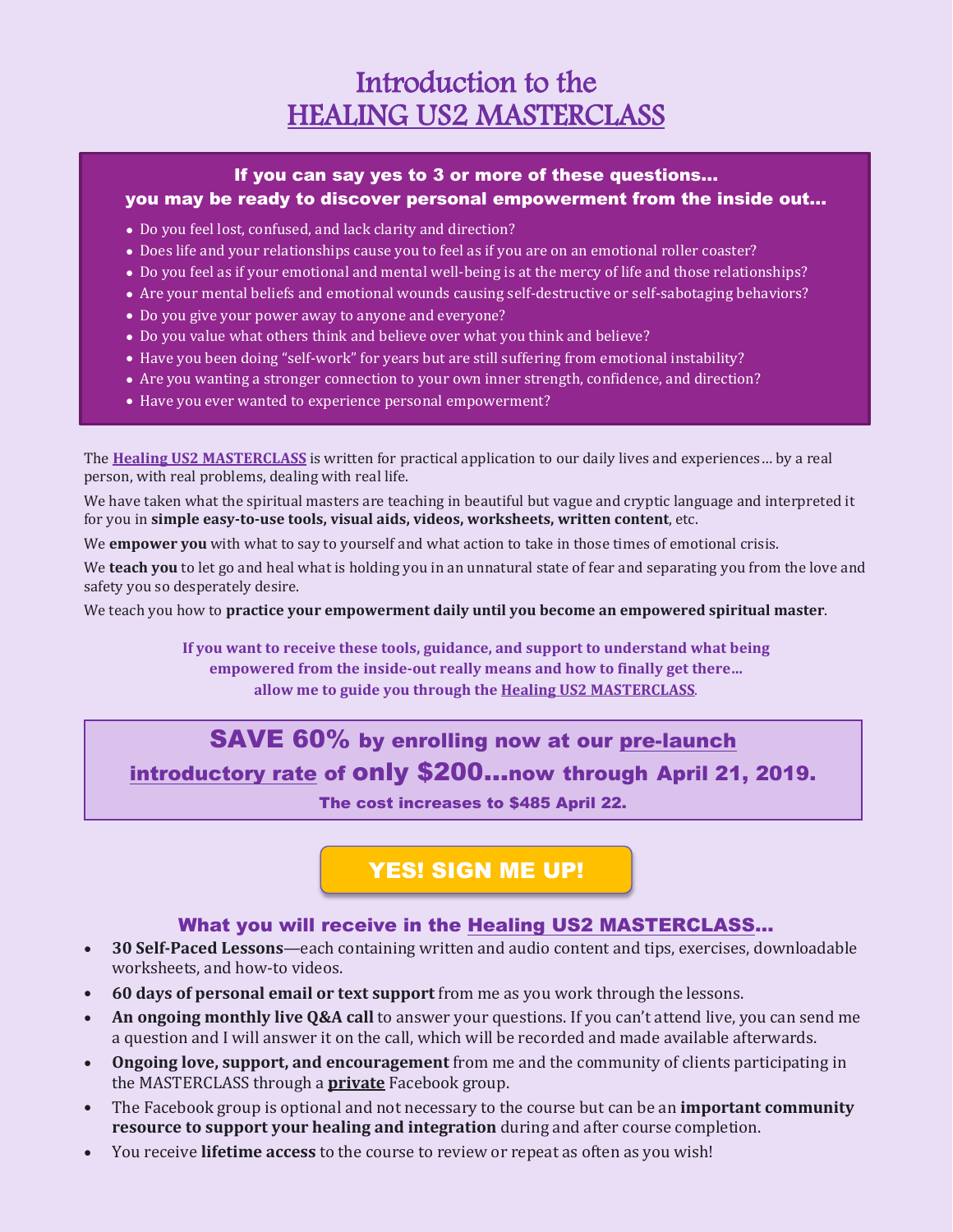# Introduction to the HEALING US2 MASTERCLASS

**If you can say yes to 3 or more of these questions… you may be ready to discover personal empowerment from the inside out…**

- Do you feel lost, confused, and lack clarity and direction?
- Does life and your relationships cause you to feel as if you are on an emotional roller coaster?
- Do you feel as if your emotional and mental well-being is at the mercy of life and those relationships?
- Are your mental beliefs and emotional wounds causing self-destructive or self-sabotaging behaviors?
- Do you give your power away to anyone and everyone?
- Do you value what others think and believe over what you think and believe?
- Have you been doing "self-work" for years but are still suffering from emotional instability?
- Are you wanting a stronger connection to your own inner strength, confidence, and direction?
- Have you ever wanted to experience personal empowerment?

The **Healing US2 MASTERCLASS** is written for practical application to our daily lives and experiences… by a real person, with real problems, dealing with real life.

We have taken what the spiritual masters are teaching in beautiful but vague and cryptic language and interpreted it for you in **simple easy-to-use tools, visual aids, videos, worksheets, written content**, etc.

We **empower you** with what to say to yourself and what action to take in those times of emotional crisis.

We **teach you** to let go and heal what is holding you in an unnatural state of fear and separating you from the love and safety you so desperately desire.

We teach you how to **practice your empowerment daily until you become an empowered spiritual master**.

**If you want to receive these tools, guidance, and support to understand what being empowered from the inside-out really means and how to finally get there… allow me to guide you through the Healing US2 MASTERCLASS.**

**SAVE 60% by enrolling now at our pre-launch introductory rate of only $200…now through April 21, 2019.**

**The cost increases to $485 April 22.**

**YES! SIGN ME UP!**

## What you will receive in the Healing US2 MASTERCLASS…

- **30 Self-Paced Lessons**—each containing written and audio content and tips, exercises, downloadable worksheets, and how-to videos.
- **60 days of personal email or text support** from me as you work through the lessons.
- **An ongoing monthly live Q&A call** to answer your questions. If you can't attend live, you can send me a question and I will answer it on the call, which will be recorded and made available afterwards.
- **Ongoing love, support, and encouragement** from me and the community of clients participating in the MASTERCLASS through a **private** Facebook group.
- The Facebook group is optional and not necessary to the course but can be an **important community resource to support your healing and integration** during and after course completion.
- You receive **lifetime access** to the course to review or repeat as often as you wish!